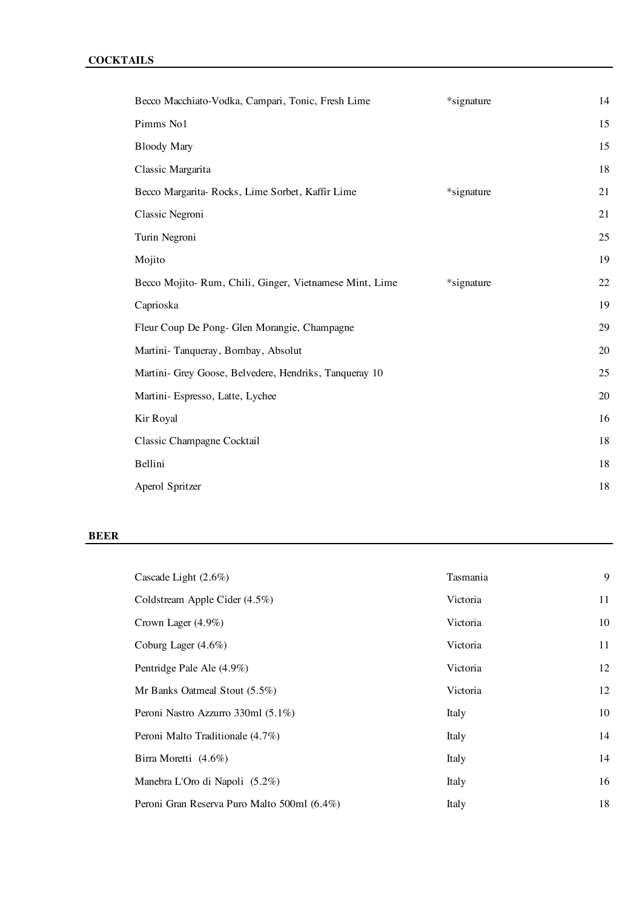## COCKTAILS

| | | |
|---|---|---|
| Becco Macchiato-Vodka, Campari, Tonic, Fresh Lime | *signature | 14 |
| Pimms No1 | | 15 |
| Bloody Mary | | 15 |
| Classic Margarita | | 18 |
| Becco Margarita- Rocks, Lime Sorbet, Kaffir Lime | *signature | 21 |
| Classic Negroni | | 21 |
| Turin Negroni | | 25 |
| Mojito | | 19 |
| Becco Mojito- Rum, Chili, Ginger, Vietnamese Mint, Lime | *signature | 22 |
| Caprioska | | 19 |
| Fleur Coup De Pong- Glen Morangie, Champagne | | 29 |
| Martini- Tanqueray, Bombay, Absolut | | 20 |
| Martini- Grey Goose, Belvedere, Hendriks, Tanqueray 10 | | 25 |
| Martini- Espresso, Latte, Lychee | | 20 |
| Kir Royal | | 16 |
| Classic Champagne Cocktail | | 18 |
| Bellini | | 18 |
| Aperol Spritzer | | 18 |

## BEER

| | | |
|---|---|---|
| Cascade Light (2.6%) | Tasmania | 9 |
| Coldstream Apple Cider (4.5%) | Victoria | 11 |
| Crown Lager (4.9%) | Victoria | 10 |
| Coburg Lager (4.6%) | Victoria | 11 |
| Pentridge Pale Ale (4.9%) | Victoria | 12 |
| Mr Banks Oatmeal Stout (5.5%) | Victoria | 12 |
| Peroni Nastro Azzurro 330ml (5.1%) | Italy | 10 |
| Peroni Malto Traditionale (4.7%) | Italy | 14 |
| Birra Moretti (4.6%) | Italy | 14 |
| Manebra L'Oro di Napoli (5.2%) | Italy | 16 |
| Peroni Gran Reserva Puro Malto 500ml (6.4%) | Italy | 18 |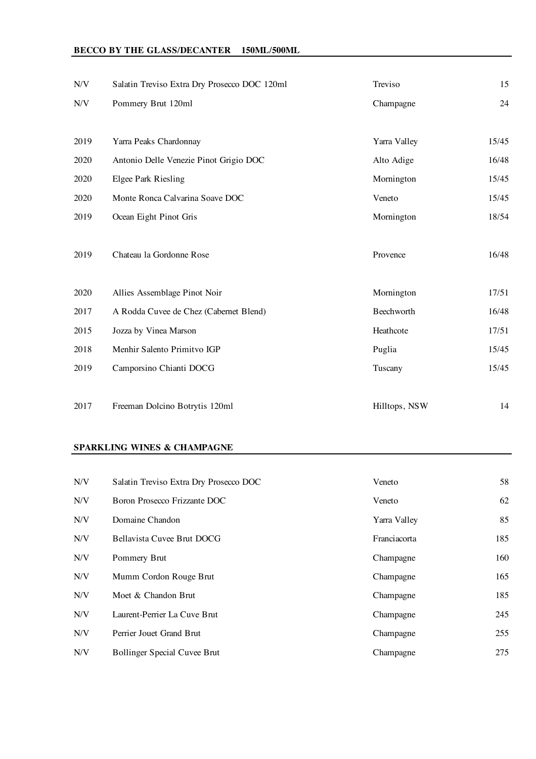## BECCO BY THE GLASS/DECANTER 150ML/500ML

| | | | |
|---|---|---|---|
| N/V | Salatin Treviso Extra Dry Prosecco DOC 120ml | Treviso | 15 |
| N/V | Pommery Brut 120ml | Champagne | 24 |
| | | | |
| 2019 | Yarra Peaks Chardonnay | Yarra Valley | 15/45 |
| 2020 | Antonio Delle Venezie Pinot Grigio DOC | Alto Adige | 16/48 |
| 2020 | Elgee Park Riesling | Mornington | 15/45 |
| 2020 | Monte Ronca Calvarina Soave DOC | Veneto | 15/45 |
| 2019 | Ocean Eight Pinot Gris | Mornington | 18/54 |
| | | | |
| 2019 | Chateau la Gordonne Rose | Provence | 16/48 |
| | | | |
| 2020 | Allies Assemblage Pinot Noir | Mornington | 17/51 |
| 2017 | A Rodda Cuvee de Chez (Cabernet Blend) | Beechworth | 16/48 |
| 2015 | Jozza by Vinea Marson | Heathcote | 17/51 |
| 2018 | Menhir Salento Primitvo IGP | Puglia | 15/45 |
| 2019 | Camporsino Chianti DOCG | Tuscany | 15/45 |
| | | | |
| 2017 | Freeman Dolcino Botrytis 120ml | Hilltops, NSW | 14 |

## SPARKLING WINES & CHAMPAGNE

| | | | |
|---|---|---|---|
| N/V | Salatin Treviso Extra Dry Prosecco DOC | Veneto | 58 |
| N/V | Boron Prosecco Frizzante DOC | Veneto | 62 |
| N/V | Domaine Chandon | Yarra Valley | 85 |
| N/V | Bellavista Cuvee Brut DOCG | Franciacorta | 185 |
| N/V | Pommery Brut | Champagne | 160 |
| N/V | Mumm Cordon Rouge Brut | Champagne | 165 |
| N/V | Moet & Chandon Brut | Champagne | 185 |
| N/V | Laurent-Perrier La Cuve Brut | Champagne | 245 |
| N/V | Perrier Jouet Grand Brut | Champagne | 255 |
| N/V | Bollinger Special Cuvee Brut | Champagne | 275 |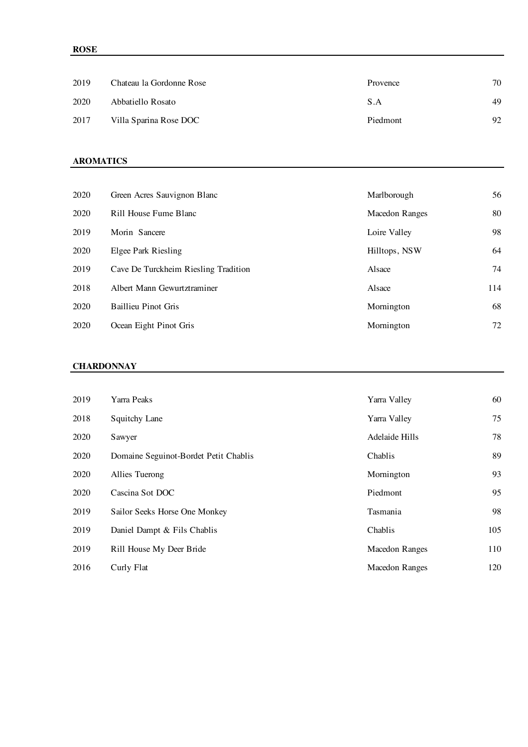**ROSE**

| | | | |
|---|---|---|---|
| 2019 | Chateau la Gordonne Rose | Provence | 70 |
| 2020 | Abbatiello Rosato | S.A | 49 |
| 2017 | Villa Sparina Rose DOC | Piedmont | 92 |

**AROMATICS**

| | | | |
|---|---|---|---|
| 2020 | Green Acres Sauvignon Blanc | Marlborough | 56 |
| 2020 | Rill House Fume Blanc | Macedon Ranges | 80 |
| 2019 | Morin Sancere | Loire Valley | 98 |
| 2020 | Elgee Park Riesling | Hilltops, NSW | 64 |
| 2019 | Cave De Turckheim Riesling Tradition | Alsace | 74 |
| 2018 | Albert Mann Gewurtztraminer | Alsace | 114 |
| 2020 | Baillieu Pinot Gris | Mornington | 68 |
| 2020 | Ocean Eight Pinot Gris | Mornington | 72 |

**CHARDONNAY**

| | | | |
|---|---|---|---|
| 2019 | Yarra Peaks | Yarra Valley | 60 |
| 2018 | Squitchy Lane | Yarra Valley | 75 |
| 2020 | Sawyer | Adelaide Hills | 78 |
| 2020 | Domaine Seguinot-Bordet Petit Chablis | Chablis | 89 |
| 2020 | Allies Tuerong | Mornington | 93 |
| 2020 | Cascina Sot DOC | Piedmont | 95 |
| 2019 | Sailor Seeks Horse One Monkey | Tasmania | 98 |
| 2019 | Daniel Dampt & Fils Chablis | Chablis | 105 |
| 2019 | Rill House My Deer Bride | Macedon Ranges | 110 |
| 2016 | Curly Flat | Macedon Ranges | 120 |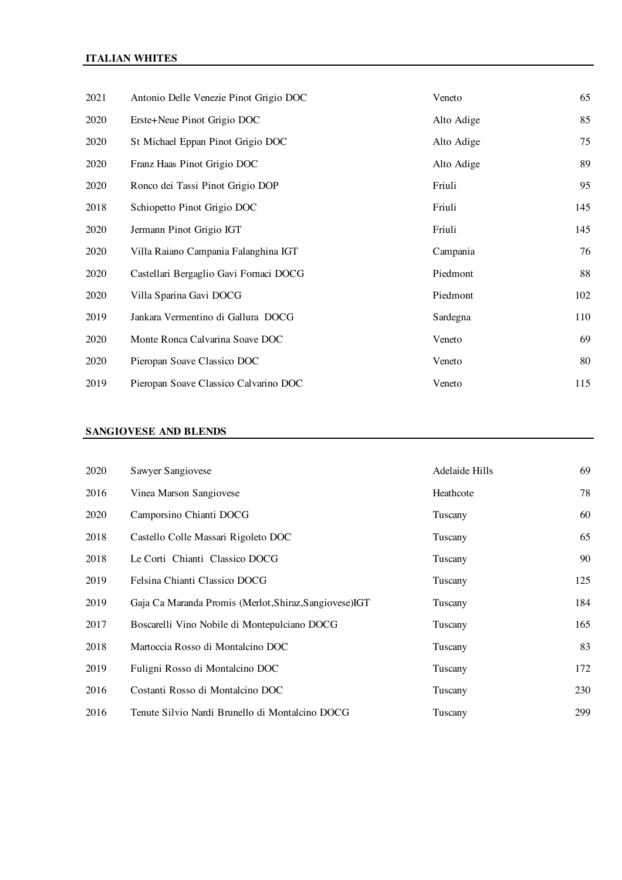## ITALIAN WHITES

| | | | |
|---|---|---|---|
| 2021 | Antonio Delle Venezie Pinot Grigio DOC | Veneto | 65 |
| 2020 | Erste+Neue Pinot Grigio DOC | Alto Adige | 85 |
| 2020 | St Michael Eppan Pinot Grigio DOC | Alto Adige | 75 |
| 2020 | Franz Haas Pinot Grigio DOC | Alto Adige | 89 |
| 2020 | Ronco dei Tassi Pinot Grigio DOP | Friuli | 95 |
| 2018 | Schiopetto Pinot Grigio DOC | Friuli | 145 |
| 2020 | Jermann Pinot Grigio IGT | Friuli | 145 |
| 2020 | Villa Raiano Campania Falanghina IGT | Campania | 76 |
| 2020 | Castellari Bergaglio Gavi Fornaci DOCG | Piedmont | 88 |
| 2020 | Villa Sparina Gavi DOCG | Piedmont | 102 |
| 2019 | Jankara Vermentino di Gallura DOCG | Sardegna | 110 |
| 2020 | Monte Ronca Calvarina Soave DOC | Veneto | 69 |
| 2020 | Pieropan Soave Classico DOC | Veneto | 80 |
| 2019 | Pieropan Soave Classico Calvarino DOC | Veneto | 115 |

## SANGIOVESE AND BLENDS

| | | | |
|---|---|---|---|
| 2020 | Sawyer Sangiovese | Adelaide Hills | 69 |
| 2016 | Vinea Marson Sangiovese | Heathcote | 78 |
| 2020 | Camporsino Chianti DOCG | Tuscany | 60 |
| 2018 | Castello Colle Massari Rigoleto DOC | Tuscany | 65 |
| 2018 | Le Corti Chianti Classico DOCG | Tuscany | 90 |
| 2019 | Felsina Chianti Classico DOCG | Tuscany | 125 |
| 2019 | Gaja Ca Maranda Promis (Merlot,Shiraz,Sangiovese)IGT | Tuscany | 184 |
| 2017 | Boscarelli Vino Nobile di Montepulciano DOCG | Tuscany | 165 |
| 2018 | Martoccia Rosso di Montalcino DOC | Tuscany | 83 |
| 2019 | Fuligni Rosso di Montalcino DOC | Tuscany | 172 |
| 2016 | Costanti Rosso di Montalcino DOC | Tuscany | 230 |
| 2016 | Tenute Silvio Nardi Brunello di Montalcino DOCG | Tuscany | 299 |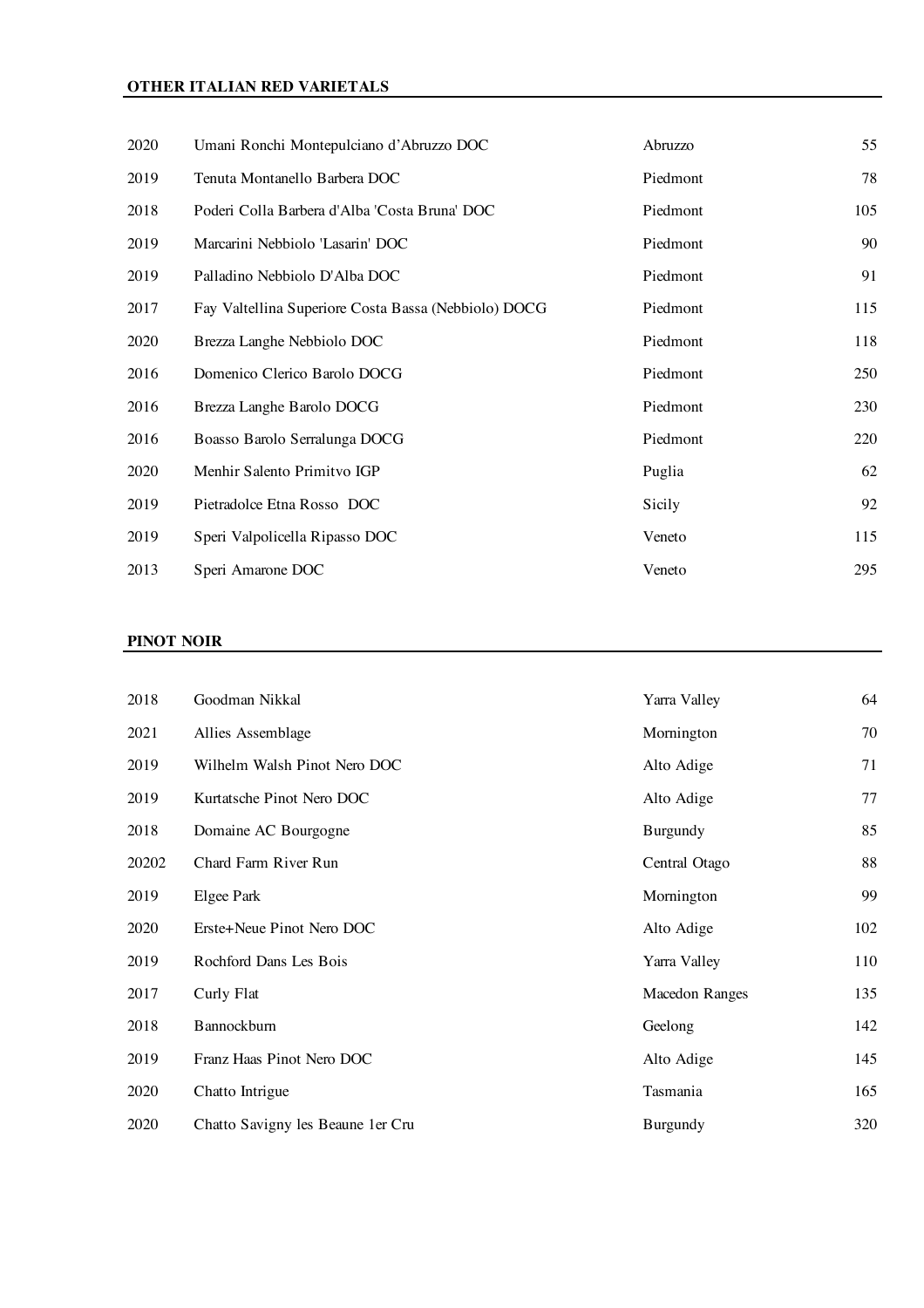## OTHER ITALIAN RED VARIETALS

| | | | |
|---|---|---|---|
| 2020 | Umani Ronchi Montepulciano d'Abruzzo DOC | Abruzzo | 55 |
| 2019 | Tenuta Montanello Barbera DOC | Piedmont | 78 |
| 2018 | Poderi Colla Barbera d'Alba 'Costa Bruna' DOC | Piedmont | 105 |
| 2019 | Marcarini Nebbiolo 'Lasarin' DOC | Piedmont | 90 |
| 2019 | Palladino Nebbiolo D'Alba DOC | Piedmont | 91 |
| 2017 | Fay Valtellina Superiore Costa Bassa (Nebbiolo) DOCG | Piedmont | 115 |
| 2020 | Brezza Langhe Nebbiolo DOC | Piedmont | 118 |
| 2016 | Domenico Clerico Barolo DOCG | Piedmont | 250 |
| 2016 | Brezza Langhe Barolo DOCG | Piedmont | 230 |
| 2016 | Boasso Barolo Serralunga DOCG | Piedmont | 220 |
| 2020 | Menhir Salento Primitvo IGP | Puglia | 62 |
| 2019 | Pietradolce Etna Rosso DOC | Sicily | 92 |
| 2019 | Speri Valpolicella Ripasso DOC | Veneto | 115 |
| 2013 | Speri Amarone DOC | Veneto | 295 |

## PINOT NOIR

| | | | |
|---|---|---|---|
| 2018 | Goodman Nikkal | Yarra Valley | 64 |
| 2021 | Allies Assemblage | Mornington | 70 |
| 2019 | Wilhelm Walsh Pinot Nero DOC | Alto Adige | 71 |
| 2019 | Kurtatsche Pinot Nero DOC | Alto Adige | 77 |
| 2018 | Domaine AC Bourgogne | Burgundy | 85 |
| 20202 | Chard Farm River Run | Central Otago | 88 |
| 2019 | Elgee Park | Mornington | 99 |
| 2020 | Erste+Neue Pinot Nero DOC | Alto Adige | 102 |
| 2019 | Rochford Dans Les Bois | Yarra Valley | 110 |
| 2017 | Curly Flat | Macedon Ranges | 135 |
| 2018 | Bannockburn | Geelong | 142 |
| 2019 | Franz Haas Pinot Nero DOC | Alto Adige | 145 |
| 2020 | Chatto Intrigue | Tasmania | 165 |
| 2020 | Chatto Savigny les Beaune 1er Cru | Burgundy | 320 |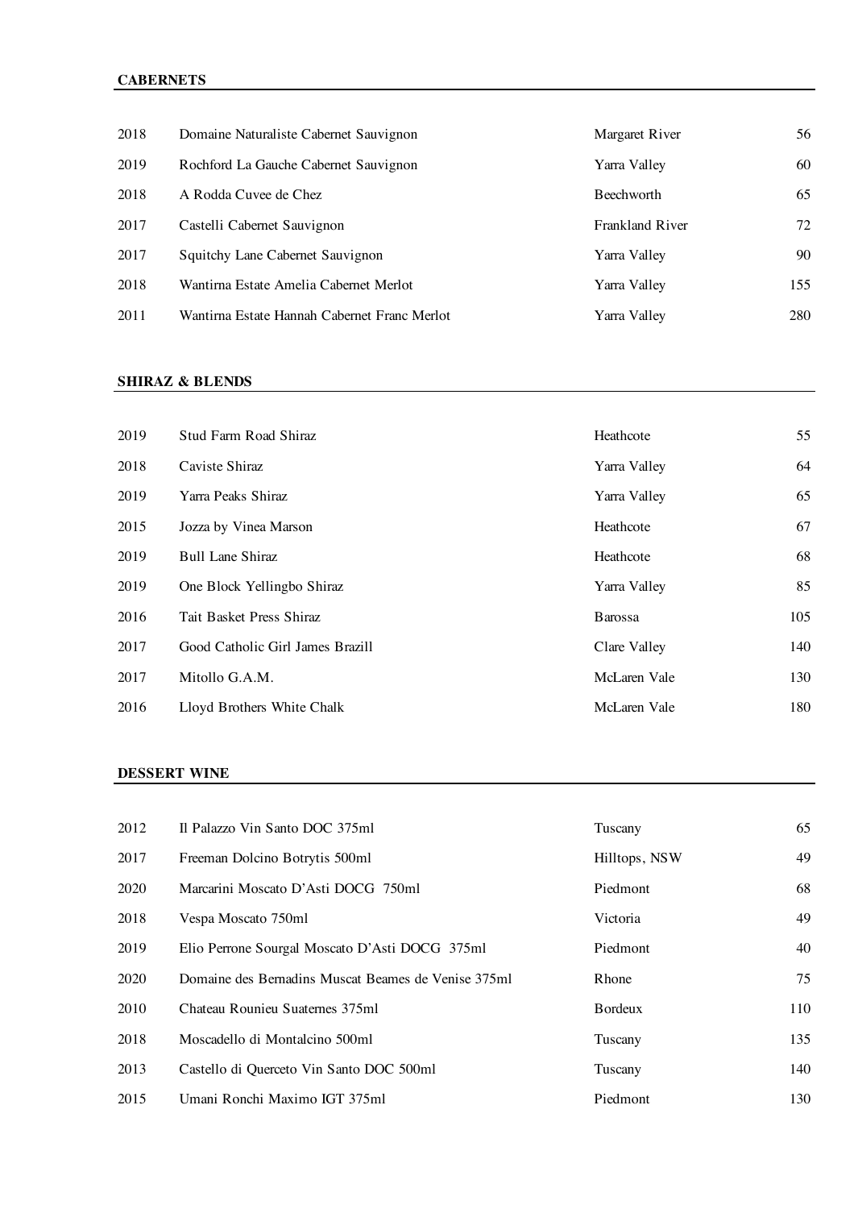## CABERNETS

| | | | |
|---|---|---|---|
| 2018 | Domaine Naturaliste Cabernet Sauvignon | Margaret River | 56 |
| 2019 | Rochford La Gauche Cabernet Sauvignon | Yarra Valley | 60 |
| 2018 | A Rodda Cuvee de Chez | Beechworth | 65 |
| 2017 | Castelli Cabernet Sauvignon | Frankland River | 72 |
| 2017 | Squitchy Lane Cabernet Sauvignon | Yarra Valley | 90 |
| 2018 | Wantirna Estate Amelia Cabernet Merlot | Yarra Valley | 155 |
| 2011 | Wantirna Estate Hannah Cabernet Franc Merlot | Yarra Valley | 280 |

## SHIRAZ & BLENDS

| | | | |
|---|---|---|---|
| 2019 | Stud Farm Road Shiraz | Heathcote | 55 |
| 2018 | Caviste Shiraz | Yarra Valley | 64 |
| 2019 | Yarra Peaks Shiraz | Yarra Valley | 65 |
| 2015 | Jozza by Vinea Marson | Heathcote | 67 |
| 2019 | Bull Lane Shiraz | Heathcote | 68 |
| 2019 | One Block Yellingbo Shiraz | Yarra Valley | 85 |
| 2016 | Tait Basket Press Shiraz | Barossa | 105 |
| 2017 | Good Catholic Girl James Brazill | Clare Valley | 140 |
| 2017 | Mitollo G.A.M. | McLaren Vale | 130 |
| 2016 | Lloyd Brothers White Chalk | McLaren Vale | 180 |

## DESSERT WINE

| | | | |
|---|---|---|---|
| 2012 | Il Palazzo Vin Santo DOC 375ml | Tuscany | 65 |
| 2017 | Freeman Dolcino Botrytis 500ml | Hilltops, NSW | 49 |
| 2020 | Marcarini Moscato D'Asti DOCG 750ml | Piedmont | 68 |
| 2018 | Vespa Moscato 750ml | Victoria | 49 |
| 2019 | Elio Perrone Sourgal Moscato D'Asti DOCG 375ml | Piedmont | 40 |
| 2020 | Domaine des Bernadins Muscat Beames de Venise 375ml | Rhone | 75 |
| 2010 | Chateau Rounieu Suaternes 375ml | Bordeux | 110 |
| 2018 | Moscadello di Montalcino 500ml | Tuscany | 135 |
| 2013 | Castello di Querceto Vin Santo DOC 500ml | Tuscany | 140 |
| 2015 | Umani Ronchi Maximo IGT 375ml | Piedmont | 130 |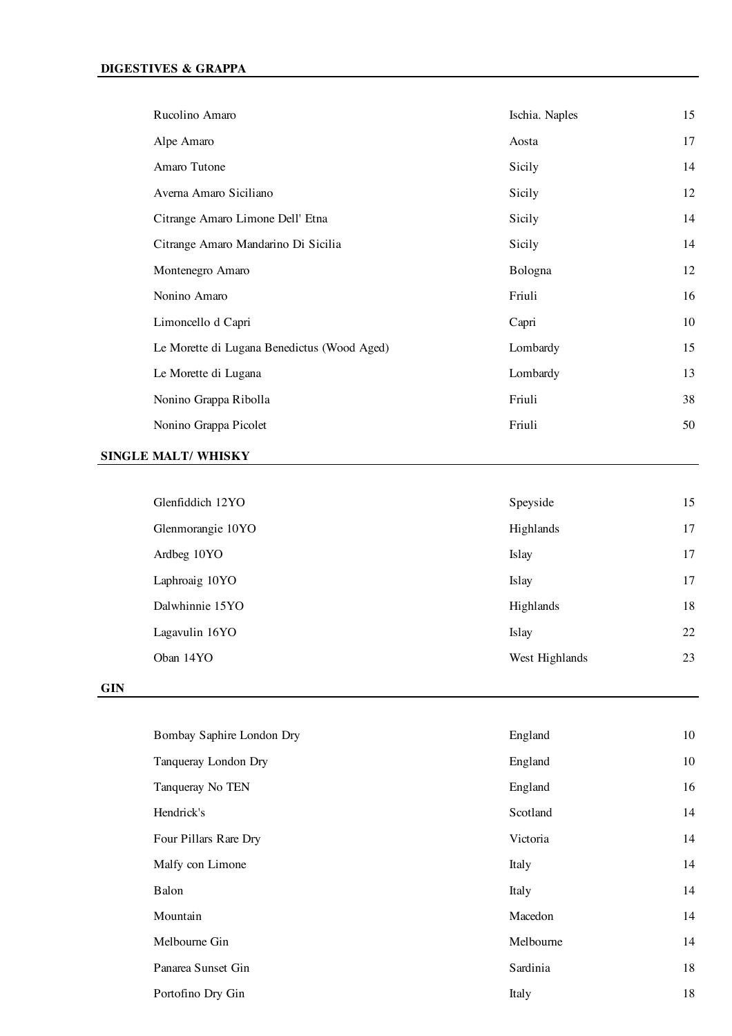## DIGESTIVES & GRAPPA

| | | |
|---|---|---|
| Rucolino Amaro | Ischia. Naples | 15 |
| Alpe Amaro | Aosta | 17 |
| Amaro Tutone | Sicily | 14 |
| Averna Amaro Siciliano | Sicily | 12 |
| Citrange Amaro Limone Dell' Etna | Sicily | 14 |
| Citrange Amaro Mandarino Di Sicilia | Sicily | 14 |
| Montenegro Amaro | Bologna | 12 |
| Nonino Amaro | Friuli | 16 |
| Limoncello d Capri | Capri | 10 |
| Le Morette di Lugana Benedictus (Wood Aged) | Lombardy | 15 |
| Le Morette di Lugana | Lombardy | 13 |
| Nonino Grappa Ribolla | Friuli | 38 |
| Nonino Grappa Picolet | Friuli | 50 |

## SINGLE MALT/ WHISKY

| | | |
|---|---|---|
| Glenfiddich 12YO | Speyside | 15 |
| Glenmorangie 10YO | Highlands | 17 |
| Ardbeg 10YO | Islay | 17 |
| Laphroaig 10YO | Islay | 17 |
| Dalwhinnie 15YO | Highlands | 18 |
| Lagavulin 16YO | Islay | 22 |
| Oban 14YO | West Highlands | 23 |

## GIN

| | | |
|---|---|---|
| Bombay Saphire London Dry | England | 10 |
| Tanqueray London Dry | England | 10 |
| Tanqueray No TEN | England | 16 |
| Hendrick's | Scotland | 14 |
| Four Pillars Rare Dry | Victoria | 14 |
| Malfy con Limone | Italy | 14 |
| Balon | Italy | 14 |
| Mountain | Macedon | 14 |
| Melbourne Gin | Melbourne | 14 |
| Panarea Sunset Gin | Sardinia | 18 |
| Portofino Dry Gin | Italy | 18 |